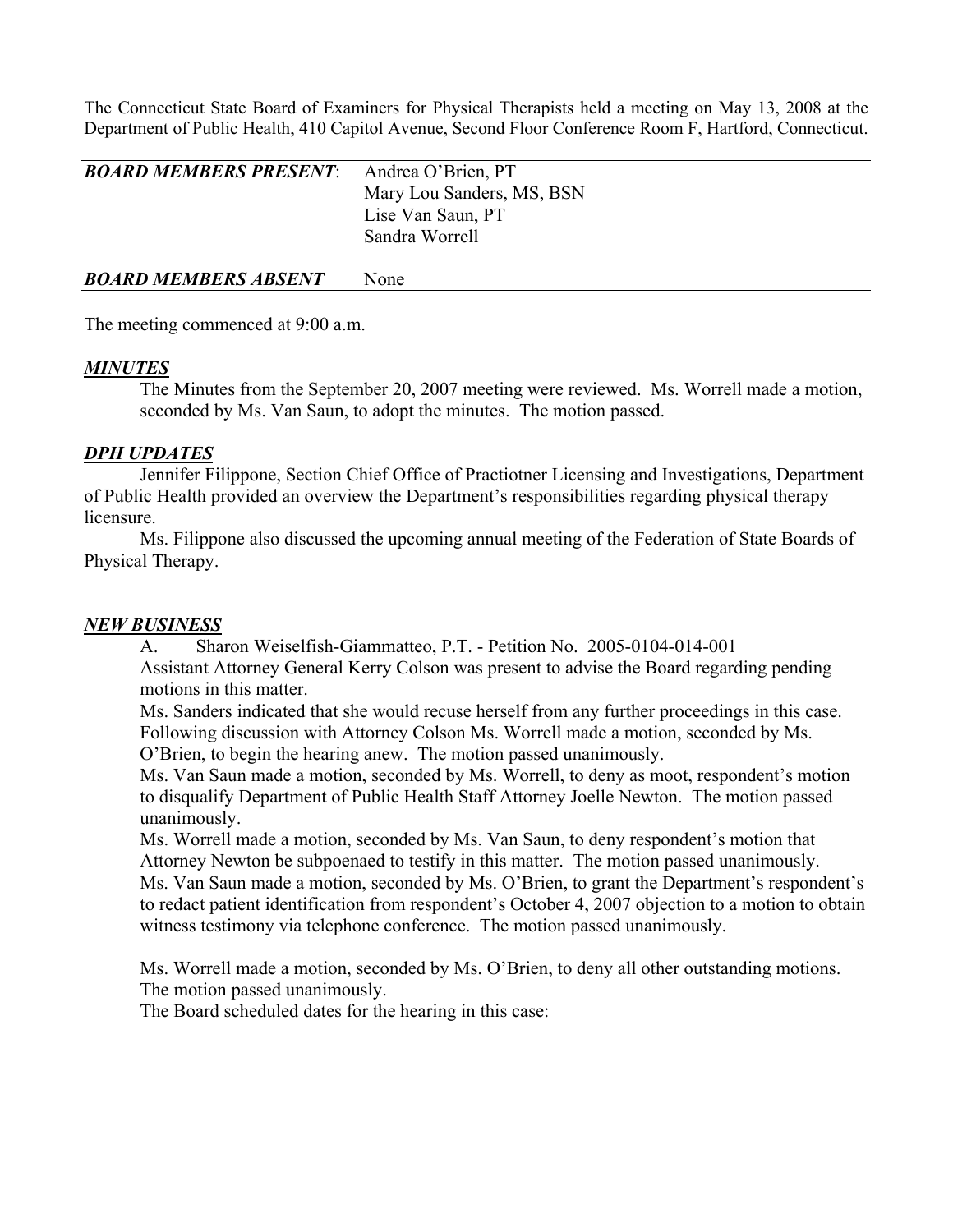The Connecticut State Board of Examiners for Physical Therapists held a meeting on May 13, 2008 at the Department of Public Health, 410 Capitol Avenue, Second Floor Conference Room F, Hartford, Connecticut.

| ***BOARD MEMBERS PRESENT***: | Andrea O'Brien, PT<br>Mary Lou Sanders, MS, BSN<br>Lise Van Saun, PT<br>Sandra Worrell |
|---|---|
| ***BOARD MEMBERS ABSENT*** | None |

The meeting commenced at 9:00 a.m.

***MINUTES***

The Minutes from the September 20, 2007 meeting were reviewed. Ms. Worrell made a motion, seconded by Ms. Van Saun, to adopt the minutes. The motion passed.

***DPH UPDATES***

Jennifer Filippone, Section Chief Office of Practiotner Licensing and Investigations, Department of Public Health provided an overview the Department's responsibilities regarding physical therapy licensure.

Ms. Filippone also discussed the upcoming annual meeting of the Federation of State Boards of Physical Therapy.

***NEW BUSINESS***

A. Sharon Weiselfish-Giammatteo, P.T. - Petition No. 2005-0104-014-001

Assistant Attorney General Kerry Colson was present to advise the Board regarding pending motions in this matter.

Ms. Sanders indicated that she would recuse herself from any further proceedings in this case. Following discussion with Attorney Colson Ms. Worrell made a motion, seconded by Ms. O'Brien, to begin the hearing anew. The motion passed unanimously.

Ms. Van Saun made a motion, seconded by Ms. Worrell, to deny as moot, respondent's motion to disqualify Department of Public Health Staff Attorney Joelle Newton. The motion passed unanimously.

Ms. Worrell made a motion, seconded by Ms. Van Saun, to deny respondent's motion that Attorney Newton be subpoenaed to testify in this matter. The motion passed unanimously.

Ms. Van Saun made a motion, seconded by Ms. O'Brien, to grant the Department's respondent's to redact patient identification from respondent's October 4, 2007 objection to a motion to obtain witness testimony via telephone conference. The motion passed unanimously.

Ms. Worrell made a motion, seconded by Ms. O'Brien, to deny all other outstanding motions. The motion passed unanimously.

The Board scheduled dates for the hearing in this case: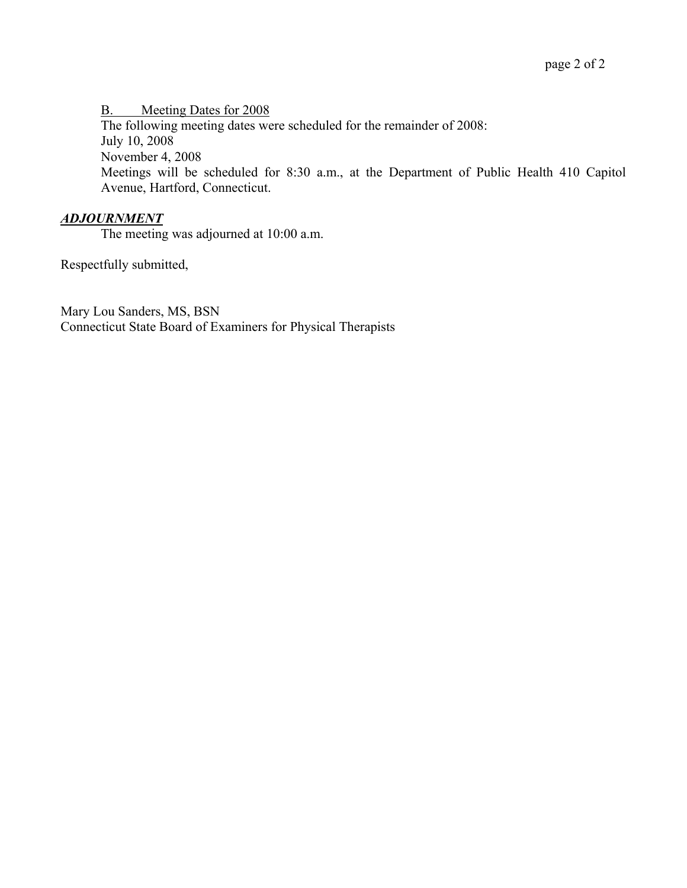B. Meeting Dates for 2008

The following meeting dates were scheduled for the remainder of 2008:
July 10, 2008
November 4, 2008
Meetings will be scheduled for 8:30 a.m., at the Department of Public Health 410 Capitol Avenue, Hartford, Connecticut.

***ADJOURNMENT***

The meeting was adjourned at 10:00 a.m.

Respectfully submitted,

Mary Lou Sanders, MS, BSN
Connecticut State Board of Examiners for Physical Therapists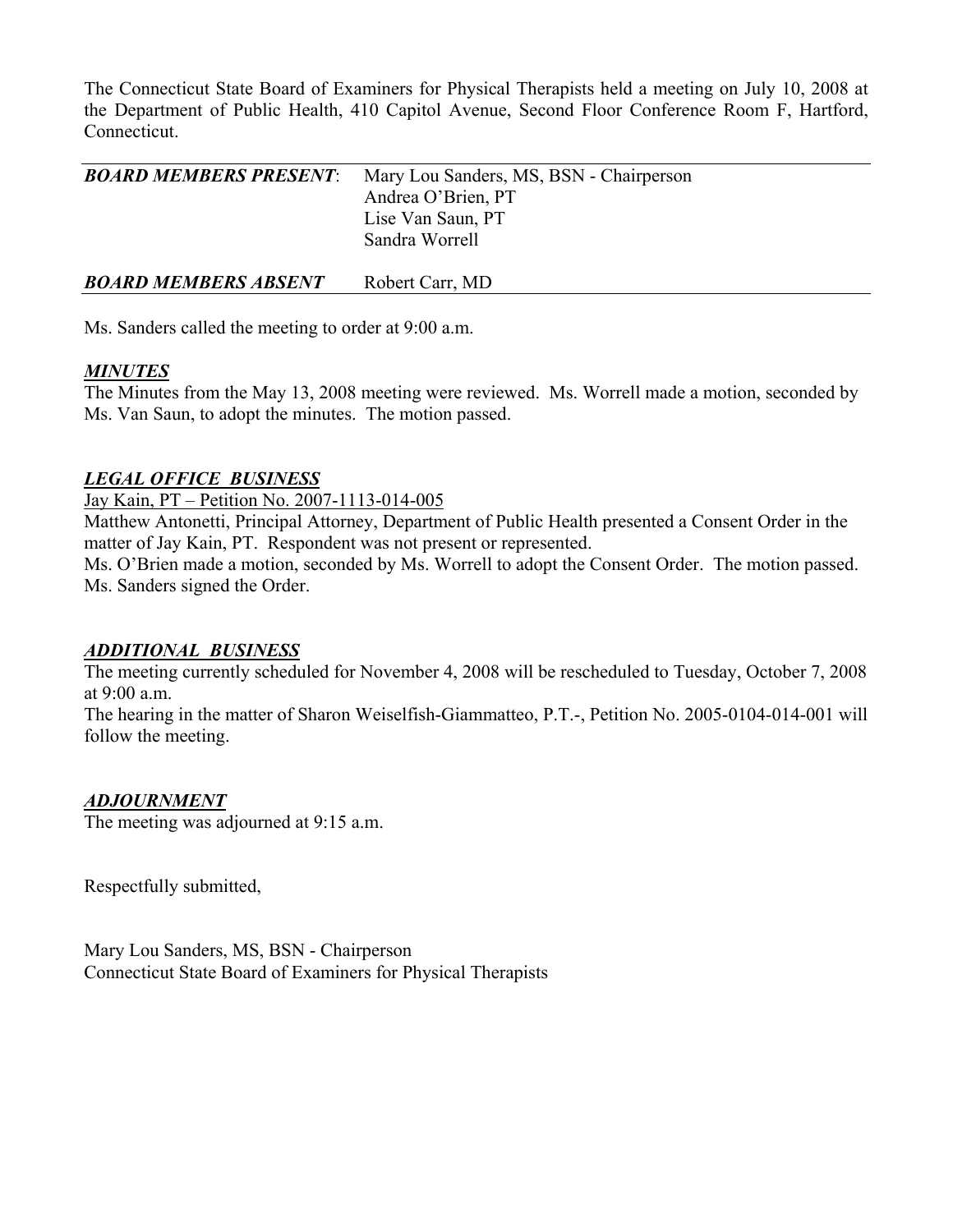The Connecticut State Board of Examiners for Physical Therapists held a meeting on July 10, 2008 at the Department of Public Health, 410 Capitol Avenue, Second Floor Conference Room F, Hartford, Connecticut.

| | |
|---|---|
| ***BOARD MEMBERS PRESENT***: | Mary Lou Sanders, MS, BSN - Chairperson<br>Andrea O'Brien, PT<br>Lise Van Saun, PT<br>Sandra Worrell |
| ***BOARD MEMBERS ABSENT*** | Robert Carr, MD |

Ms. Sanders called the meeting to order at 9:00 a.m.

***MINUTES***

The Minutes from the May 13, 2008 meeting were reviewed. Ms. Worrell made a motion, seconded by Ms. Van Saun, to adopt the minutes. The motion passed.

***LEGAL OFFICE BUSINESS***

Jay Kain, PT – Petition No. 2007-1113-014-005

Matthew Antonetti, Principal Attorney, Department of Public Health presented a Consent Order in the matter of Jay Kain, PT. Respondent was not present or represented.

Ms. O'Brien made a motion, seconded by Ms. Worrell to adopt the Consent Order. The motion passed. Ms. Sanders signed the Order.

***ADDITIONAL BUSINESS***

The meeting currently scheduled for November 4, 2008 will be rescheduled to Tuesday, October 7, 2008 at 9:00 a.m.

The hearing in the matter of Sharon Weiselfish-Giammatteo, P.T.-, Petition No. 2005-0104-014-001 will follow the meeting.

***ADJOURNMENT***

The meeting was adjourned at 9:15 a.m.

Respectfully submitted,

Mary Lou Sanders, MS, BSN - Chairperson
Connecticut State Board of Examiners for Physical Therapists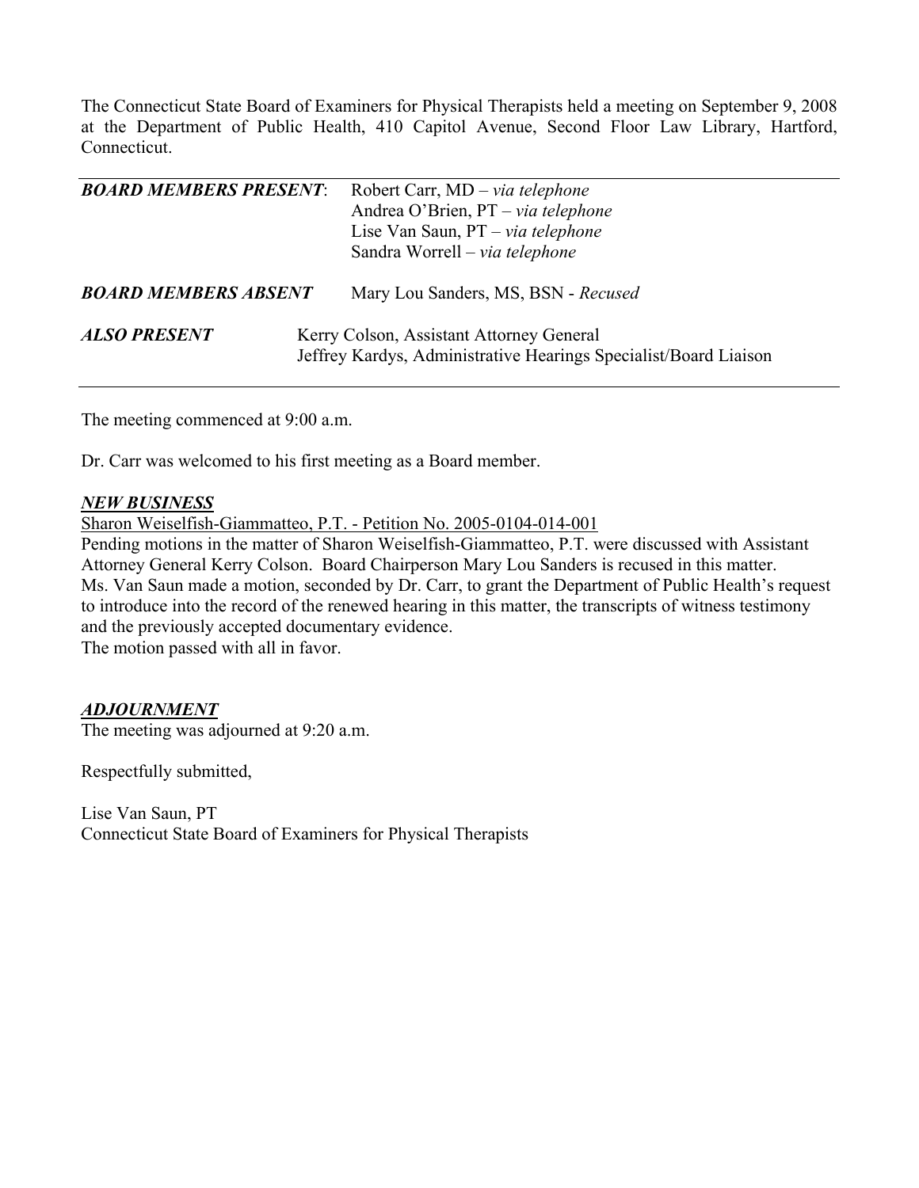The Connecticut State Board of Examiners for Physical Therapists held a meeting on September 9, 2008 at the Department of Public Health, 410 Capitol Avenue, Second Floor Law Library, Hartford, Connecticut.

---

| | |
|---|---|
| ***BOARD MEMBERS PRESENT*:** | Robert Carr, MD – *via telephone*<br>Andrea O'Brien, PT – *via telephone*<br>Lise Van Saun, PT – *via telephone*<br>Sandra Worrell – *via telephone* |
| ***BOARD MEMBERS ABSENT*** | Mary Lou Sanders, MS, BSN - *Recused* |
| ***ALSO PRESENT*** | Kerry Colson, Assistant Attorney General<br>Jeffrey Kardys, Administrative Hearings Specialist/Board Liaison |

---

The meeting commenced at 9:00 a.m.

Dr. Carr was welcomed to his first meeting as a Board member.

***NEW BUSINESS***

Sharon Weiselfish-Giammatteo, P.T. - Petition No. 2005-0104-014-001

Pending motions in the matter of Sharon Weiselfish-Giammatteo, P.T. were discussed with Assistant Attorney General Kerry Colson. Board Chairperson Mary Lou Sanders is recused in this matter.

Ms. Van Saun made a motion, seconded by Dr. Carr, to grant the Department of Public Health's request to introduce into the record of the renewed hearing in this matter, the transcripts of witness testimony and the previously accepted documentary evidence.

The motion passed with all in favor.

***ADJOURNMENT***

The meeting was adjourned at 9:20 a.m.

Respectfully submitted,

Lise Van Saun, PT
Connecticut State Board of Examiners for Physical Therapists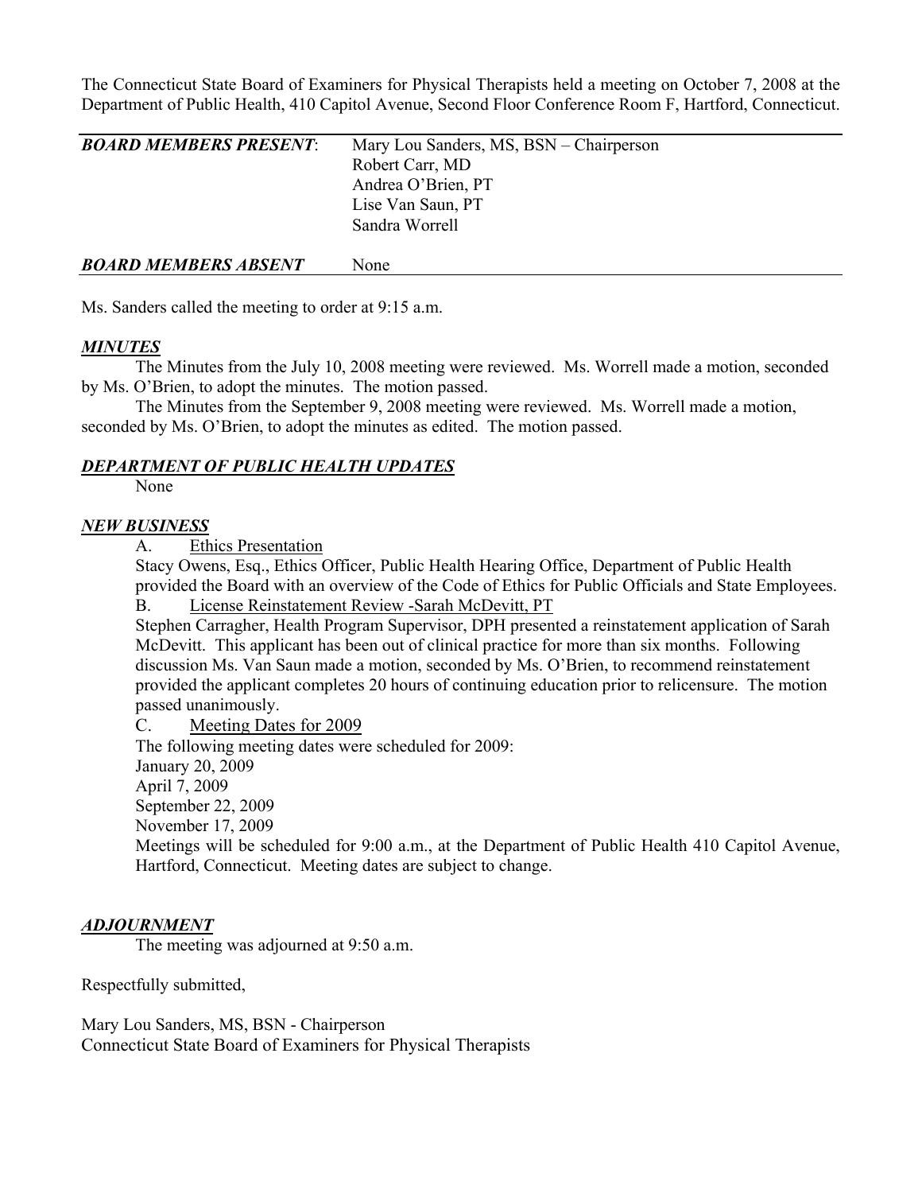The Connecticut State Board of Examiners for Physical Therapists held a meeting on October 7, 2008 at the Department of Public Health, 410 Capitol Avenue, Second Floor Conference Room F, Hartford, Connecticut.

| | |
|---|---|
| ***BOARD MEMBERS PRESENT***: | Mary Lou Sanders, MS, BSN – Chairperson<br>Robert Carr, MD<br>Andrea O'Brien, PT<br>Lise Van Saun, PT<br>Sandra Worrell |
| ***BOARD MEMBERS ABSENT*** | None |

Ms. Sanders called the meeting to order at 9:15 a.m.

***MINUTES***

The Minutes from the July 10, 2008 meeting were reviewed. Ms. Worrell made a motion, seconded by Ms. O'Brien, to adopt the minutes. The motion passed.

The Minutes from the September 9, 2008 meeting were reviewed. Ms. Worrell made a motion, seconded by Ms. O'Brien, to adopt the minutes as edited. The motion passed.

***DEPARTMENT OF PUBLIC HEALTH UPDATES***

None

***NEW BUSINESS***

A. Ethics Presentation

Stacy Owens, Esq., Ethics Officer, Public Health Hearing Office, Department of Public Health provided the Board with an overview of the Code of Ethics for Public Officials and State Employees.

B. License Reinstatement Review -Sarah McDevitt, PT

Stephen Carragher, Health Program Supervisor, DPH presented a reinstatement application of Sarah McDevitt. This applicant has been out of clinical practice for more than six months. Following discussion Ms. Van Saun made a motion, seconded by Ms. O'Brien, to recommend reinstatement provided the applicant completes 20 hours of continuing education prior to relicensure. The motion passed unanimously.

C. Meeting Dates for 2009

The following meeting dates were scheduled for 2009:

January 20, 2009
April 7, 2009
September 22, 2009
November 17, 2009

Meetings will be scheduled for 9:00 a.m., at the Department of Public Health 410 Capitol Avenue, Hartford, Connecticut. Meeting dates are subject to change.

***ADJOURNMENT***

The meeting was adjourned at 9:50 a.m.

Respectfully submitted,

Mary Lou Sanders, MS, BSN - Chairperson
Connecticut State Board of Examiners for Physical Therapists